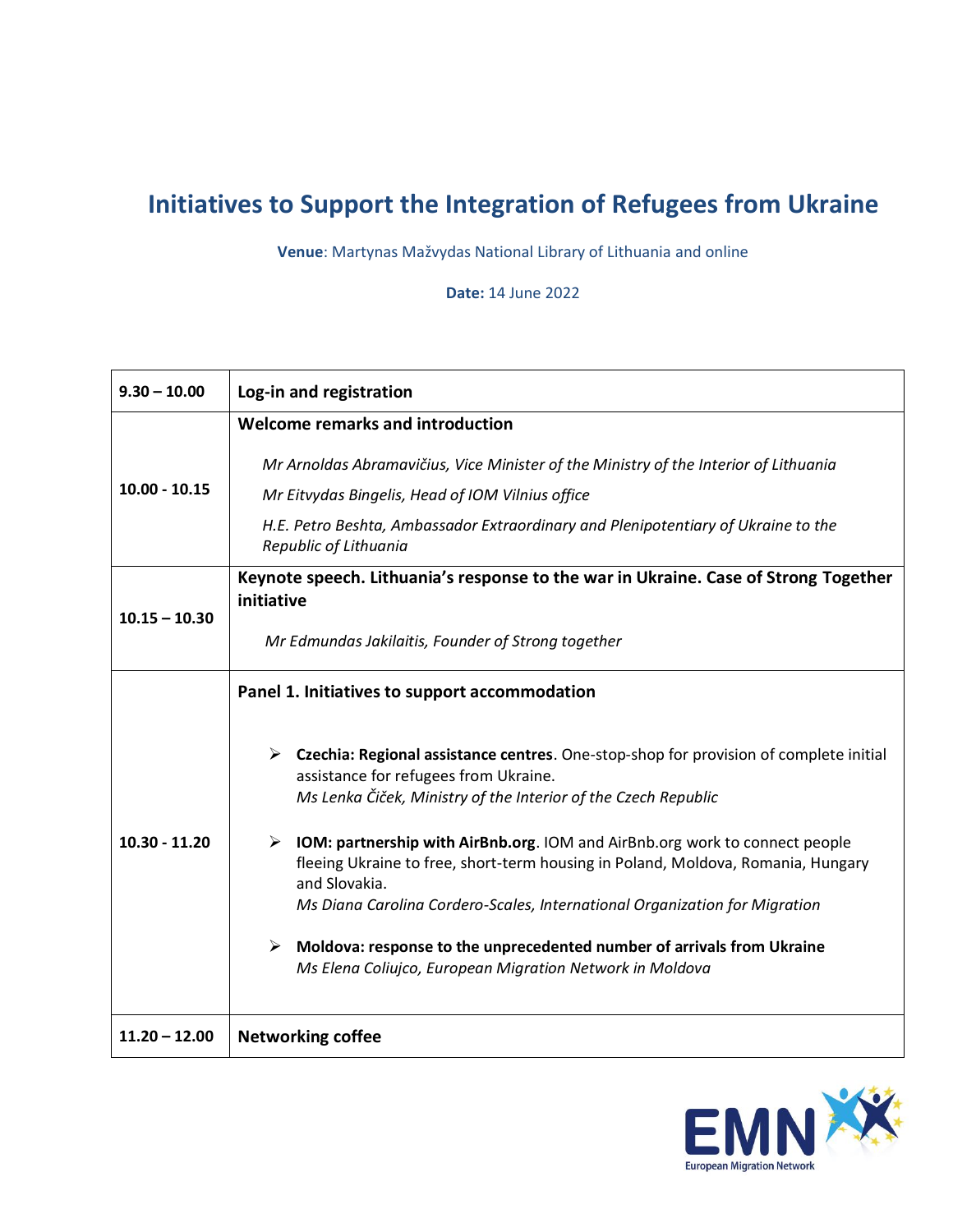# Initiatives to Support the Integration of Refugees from Ukraine

**Venue**: Martynas Mažvydas National Library of Lithuania and online

**Date:** 14 June 2022

| | |
|---|---|
| 9.30 – 10.00 | **Log-in and registration** |
| 10.00 - 10.15 | **Welcome remarks and introduction**<br><br>*Mr Arnoldas Abramavičius, Vice Minister of the Ministry of the Interior of Lithuania*<br>*Mr Eitvydas Bingelis, Head of IOM Vilnius office*<br>*H.E. Petro Beshta, Ambassador Extraordinary and Plenipotentiary of Ukraine to the Republic of Lithuania* |
| 10.15 – 10.30 | **Keynote speech. Lithuania's response to the war in Ukraine. Case of Strong Together initiative**<br><br>*Mr Edmundas Jakilaitis, Founder of Strong together* |
| 10.30 - 11.20 | **Panel 1. Initiatives to support accommodation**<br><br>➢ **Czechia: Regional assistance centres**. One-stop-shop for provision of complete initial assistance for refugees from Ukraine.<br>*Ms Lenka Čiček, Ministry of the Interior of the Czech Republic*<br><br>➢ **IOM: partnership with AirBnb.org**. IOM and AirBnb.org work to connect people fleeing Ukraine to free, short-term housing in Poland, Moldova, Romania, Hungary and Slovakia.<br>*Ms Diana Carolina Cordero-Scales, International Organization for Migration*<br><br>➢ **Moldova: response to the unprecedented number of arrivals from Ukraine**<br>*Ms Elena Coliujco, European Migration Network in Moldova* |
| 11.20 – 12.00 | **Networking coffee** |

European Migration Network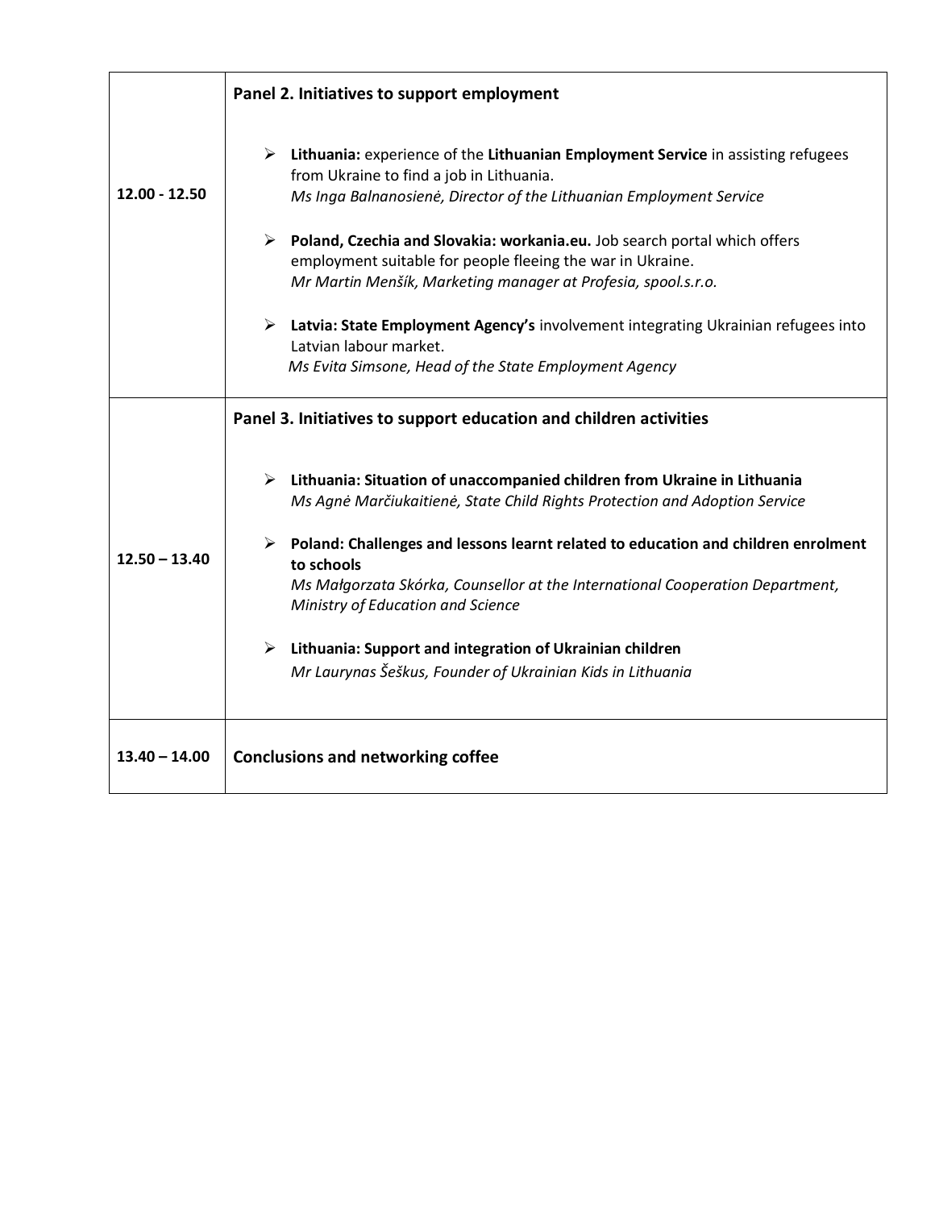| | |
|---|---|
| **12.00 - 12.50** | **Panel 2. Initiatives to support employment**<br><br>➢ **Lithuania:** experience of the **Lithuanian Employment Service** in assisting refugees from Ukraine to find a job in Lithuania.<br>*Ms Inga Balnanosienė, Director of the Lithuanian Employment Service*<br><br>➢ **Poland, Czechia and Slovakia: workania.eu.** Job search portal which offers employment suitable for people fleeing the war in Ukraine.<br>*Mr Martin Menšík, Marketing manager at Profesia, spool.s.r.o.*<br><br>➢ **Latvia: State Employment Agency's** involvement integrating Ukrainian refugees into Latvian labour market.<br>*Ms Evita Simsone, Head of the State Employment Agency* |
| **12.50 – 13.40** | **Panel 3. Initiatives to support education and children activities**<br><br>➢ **Lithuania: Situation of unaccompanied children from Ukraine in Lithuania**<br>*Ms Agnė Marčiukaitienė, State Child Rights Protection and Adoption Service*<br><br>➢ **Poland: Challenges and lessons learnt related to education and children enrolment to schools**<br>*Ms Małgorzata Skórka, Counsellor at the International Cooperation Department, Ministry of Education and Science*<br><br>➢ **Lithuania: Support and integration of Ukrainian children**<br>*Mr Laurynas Šeškus, Founder of Ukrainian Kids in Lithuania* |
| **13.40 – 14.00** | **Conclusions and networking coffee** |